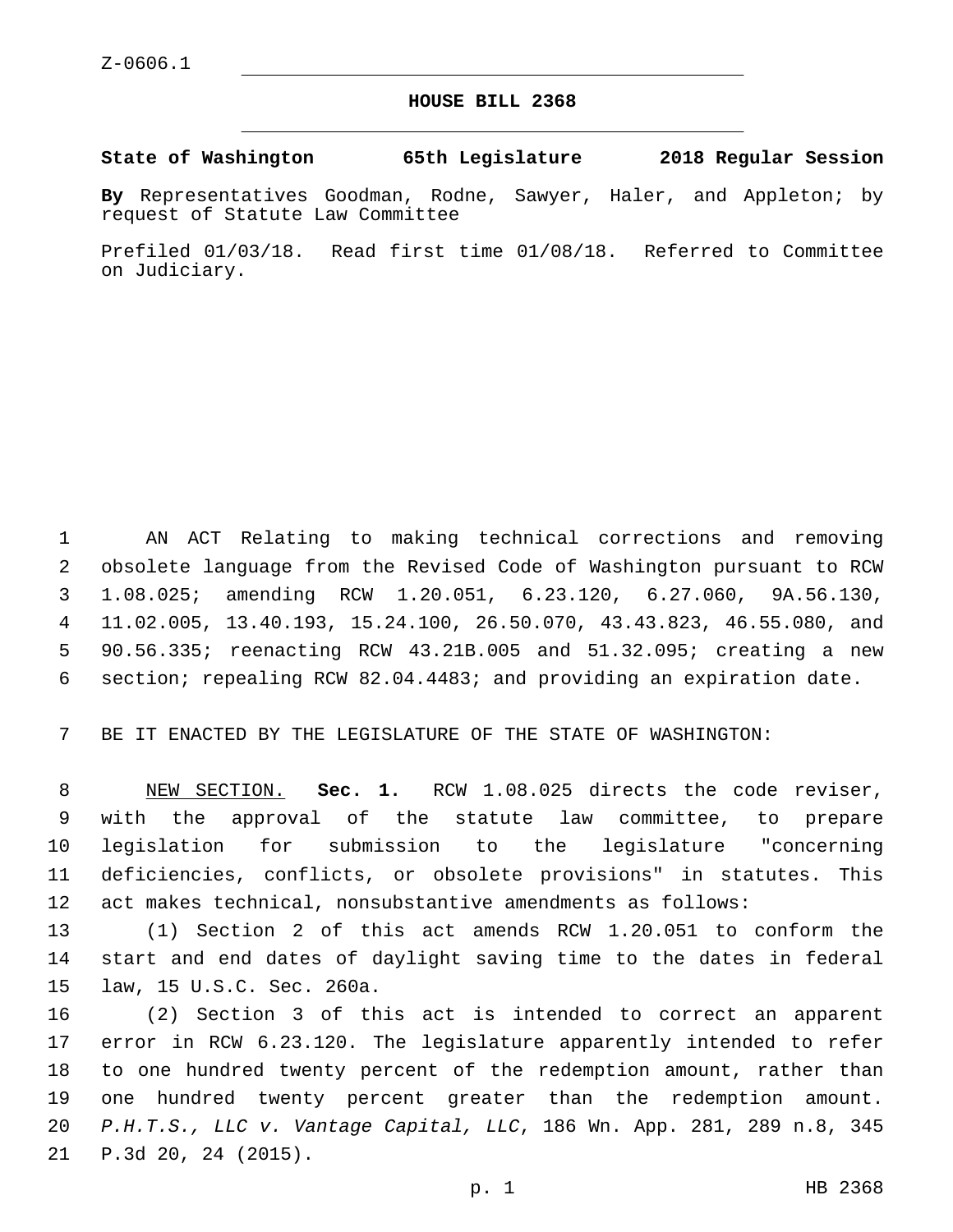Z-0606.1

# HOUSE BILL 2368

**State of Washington 65th Legislature 2018 Regular Session**

**By** Representatives Goodman, Rodne, Sawyer, Haler, and Appleton; by request of Statute Law Committee

Prefiled 01/03/18. Read first time 01/08/18. Referred to Committee on Judiciary.

AN ACT Relating to making technical corrections and removing obsolete language from the Revised Code of Washington pursuant to RCW 1.08.025; amending RCW 1.20.051, 6.23.120, 6.27.060, 9A.56.130, 11.02.005, 13.40.193, 15.24.100, 26.50.070, 43.43.823, 46.55.080, and 90.56.335; reenacting RCW 43.21B.005 and 51.32.095; creating a new section; repealing RCW 82.04.4483; and providing an expiration date.

BE IT ENACTED BY THE LEGISLATURE OF THE STATE OF WASHINGTON:

NEW SECTION. **Sec. 1.** RCW 1.08.025 directs the code reviser, with the approval of the statute law committee, to prepare legislation for submission to the legislature "concerning deficiencies, conflicts, or obsolete provisions" in statutes. This act makes technical, nonsubstantive amendments as follows:

(1) Section 2 of this act amends RCW 1.20.051 to conform the start and end dates of daylight saving time to the dates in federal law, 15 U.S.C. Sec. 260a.

(2) Section 3 of this act is intended to correct an apparent error in RCW 6.23.120. The legislature apparently intended to refer to one hundred twenty percent of the redemption amount, rather than one hundred twenty percent greater than the redemption amount. *P.H.T.S., LLC v. Vantage Capital, LLC*, 186 Wn. App. 281, 289 n.8, 345 P.3d 20, 24 (2015).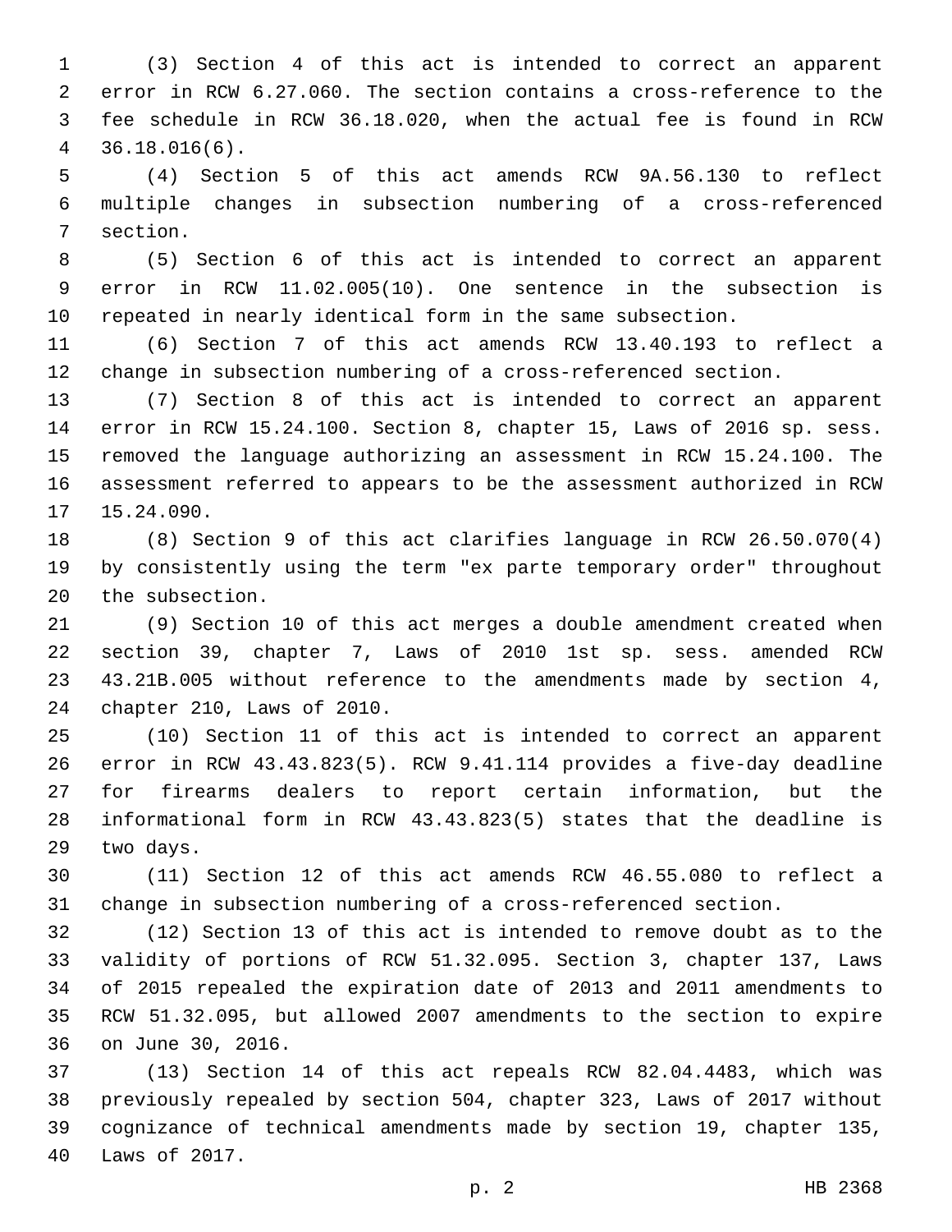(3) Section 4 of this act is intended to correct an apparent error in RCW 6.27.060. The section contains a cross-reference to the fee schedule in RCW 36.18.020, when the actual fee is found in RCW 36.18.016(6).

(4) Section 5 of this act amends RCW 9A.56.130 to reflect multiple changes in subsection numbering of a cross-referenced section.

(5) Section 6 of this act is intended to correct an apparent error in RCW 11.02.005(10). One sentence in the subsection is repeated in nearly identical form in the same subsection.

(6) Section 7 of this act amends RCW 13.40.193 to reflect a change in subsection numbering of a cross-referenced section.

(7) Section 8 of this act is intended to correct an apparent error in RCW 15.24.100. Section 8, chapter 15, Laws of 2016 sp. sess. removed the language authorizing an assessment in RCW 15.24.100. The assessment referred to appears to be the assessment authorized in RCW 15.24.090.

(8) Section 9 of this act clarifies language in RCW 26.50.070(4) by consistently using the term "ex parte temporary order" throughout the subsection.

(9) Section 10 of this act merges a double amendment created when section 39, chapter 7, Laws of 2010 1st sp. sess. amended RCW 43.21B.005 without reference to the amendments made by section 4, chapter 210, Laws of 2010.

(10) Section 11 of this act is intended to correct an apparent error in RCW 43.43.823(5). RCW 9.41.114 provides a five-day deadline for firearms dealers to report certain information, but the informational form in RCW 43.43.823(5) states that the deadline is two days.

(11) Section 12 of this act amends RCW 46.55.080 to reflect a change in subsection numbering of a cross-referenced section.

(12) Section 13 of this act is intended to remove doubt as to the validity of portions of RCW 51.32.095. Section 3, chapter 137, Laws of 2015 repealed the expiration date of 2013 and 2011 amendments to RCW 51.32.095, but allowed 2007 amendments to the section to expire on June 30, 2016.

(13) Section 14 of this act repeals RCW 82.04.4483, which was previously repealed by section 504, chapter 323, Laws of 2017 without cognizance of technical amendments made by section 19, chapter 135, Laws of 2017.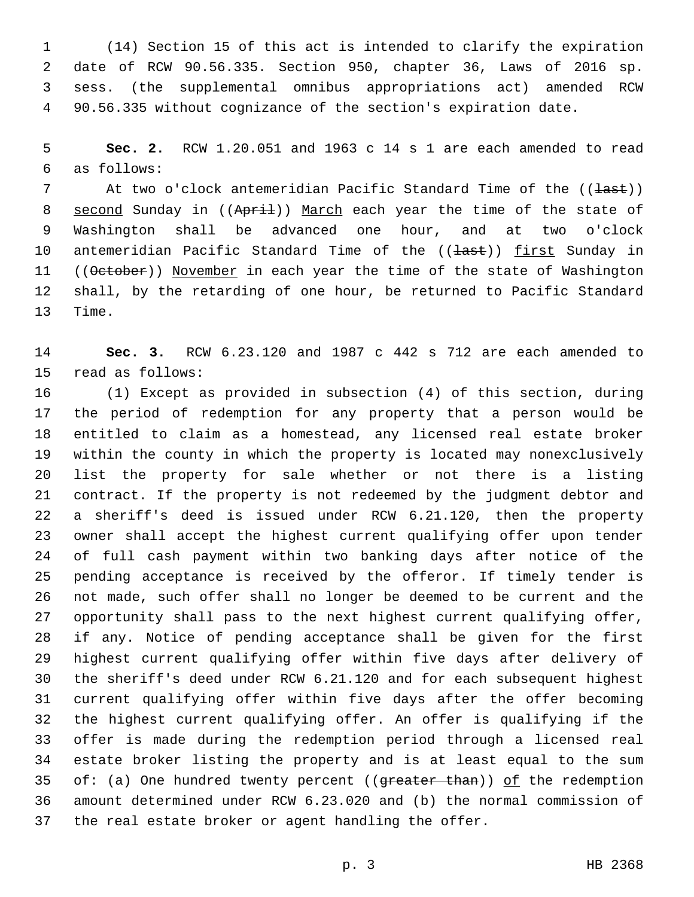(14) Section 15 of this act is intended to clarify the expiration date of RCW 90.56.335. Section 950, chapter 36, Laws of 2016 sp. sess. (the supplemental omnibus appropriations act) amended RCW 90.56.335 without cognizance of the section's expiration date.

**Sec. 2.** RCW 1.20.051 and 1963 c 14 s 1 are each amended to read as follows:

At two o'clock antemeridian Pacific Standard Time of the ((~~last~~)) <u>second</u> Sunday in ((~~April~~)) <u>March</u> each year the time of the state of Washington shall be advanced one hour, and at two o'clock antemeridian Pacific Standard Time of the ((~~last~~)) <u>first</u> Sunday in ((~~October~~)) <u>November</u> in each year the time of the state of Washington shall, by the retarding of one hour, be returned to Pacific Standard Time.

**Sec. 3.** RCW 6.23.120 and 1987 c 442 s 712 are each amended to read as follows:

(1) Except as provided in subsection (4) of this section, during the period of redemption for any property that a person would be entitled to claim as a homestead, any licensed real estate broker within the county in which the property is located may nonexclusively list the property for sale whether or not there is a listing contract. If the property is not redeemed by the judgment debtor and a sheriff's deed is issued under RCW 6.21.120, then the property owner shall accept the highest current qualifying offer upon tender of full cash payment within two banking days after notice of the pending acceptance is received by the offeror. If timely tender is not made, such offer shall no longer be deemed to be current and the opportunity shall pass to the next highest current qualifying offer, if any. Notice of pending acceptance shall be given for the first highest current qualifying offer within five days after delivery of the sheriff's deed under RCW 6.21.120 and for each subsequent highest current qualifying offer within five days after the offer becoming the highest current qualifying offer. An offer is qualifying if the offer is made during the redemption period through a licensed real estate broker listing the property and is at least equal to the sum of: (a) One hundred twenty percent ((~~greater than~~)) <u>of</u> the redemption amount determined under RCW 6.23.020 and (b) the normal commission of the real estate broker or agent handling the offer.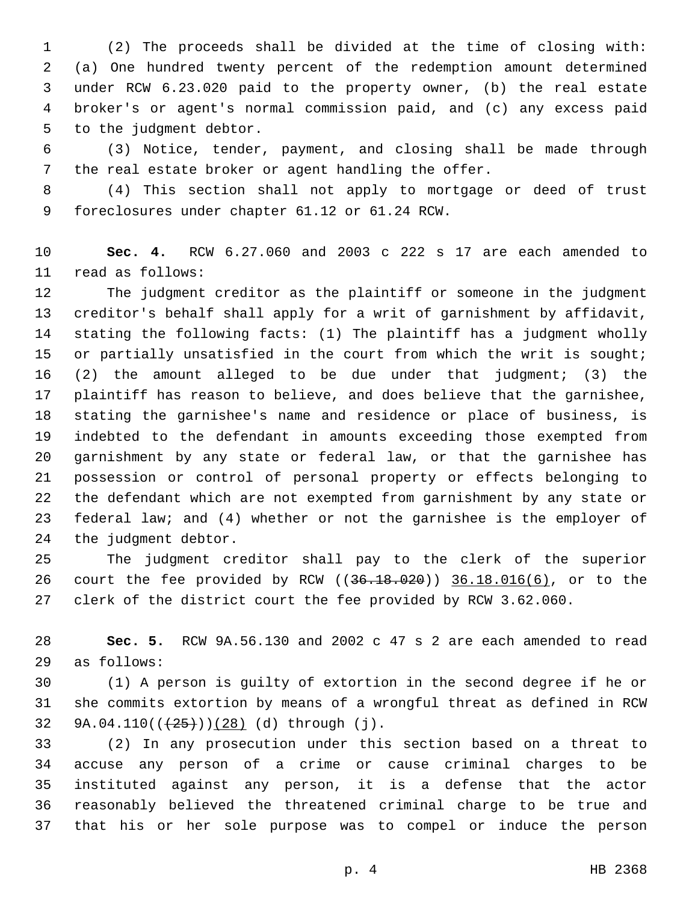(2) The proceeds shall be divided at the time of closing with: (a) One hundred twenty percent of the redemption amount determined under RCW 6.23.020 paid to the property owner, (b) the real estate broker's or agent's normal commission paid, and (c) any excess paid to the judgment debtor.

(3) Notice, tender, payment, and closing shall be made through the real estate broker or agent handling the offer.

(4) This section shall not apply to mortgage or deed of trust foreclosures under chapter 61.12 or 61.24 RCW.

**Sec. 4.** RCW 6.27.060 and 2003 c 222 s 17 are each amended to read as follows:

The judgment creditor as the plaintiff or someone in the judgment creditor's behalf shall apply for a writ of garnishment by affidavit, stating the following facts: (1) The plaintiff has a judgment wholly or partially unsatisfied in the court from which the writ is sought; (2) the amount alleged to be due under that judgment; (3) the plaintiff has reason to believe, and does believe that the garnishee, stating the garnishee's name and residence or place of business, is indebted to the defendant in amounts exceeding those exempted from garnishment by any state or federal law, or that the garnishee has possession or control of personal property or effects belonging to the defendant which are not exempted from garnishment by any state or federal law; and (4) whether or not the garnishee is the employer of the judgment debtor.

The judgment creditor shall pay to the clerk of the superior court the fee provided by RCW ((~~36.18.020~~)) <u>36.18.016(6)</u>, or to the clerk of the district court the fee provided by RCW 3.62.060.

**Sec. 5.** RCW 9A.56.130 and 2002 c 47 s 2 are each amended to read as follows:

(1) A person is guilty of extortion in the second degree if he or she commits extortion by means of a wrongful threat as defined in RCW 9A.04.110((~~(25)~~))<u>(28)</u> (d) through (j).

(2) In any prosecution under this section based on a threat to accuse any person of a crime or cause criminal charges to be instituted against any person, it is a defense that the actor reasonably believed the threatened criminal charge to be true and that his or her sole purpose was to compel or induce the person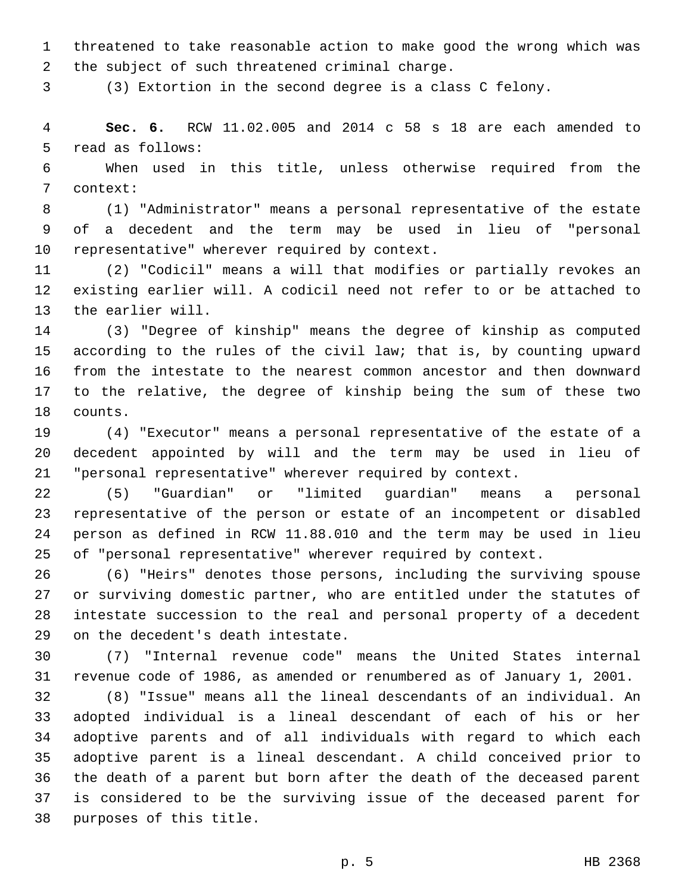threatened to take reasonable action to make good the wrong which was the subject of such threatened criminal charge.

(3) Extortion in the second degree is a class C felony.

**Sec. 6.** RCW 11.02.005 and 2014 c 58 s 18 are each amended to read as follows:

When used in this title, unless otherwise required from the context:

(1) "Administrator" means a personal representative of the estate of a decedent and the term may be used in lieu of "personal representative" wherever required by context.

(2) "Codicil" means a will that modifies or partially revokes an existing earlier will. A codicil need not refer to or be attached to the earlier will.

(3) "Degree of kinship" means the degree of kinship as computed according to the rules of the civil law; that is, by counting upward from the intestate to the nearest common ancestor and then downward to the relative, the degree of kinship being the sum of these two counts.

(4) "Executor" means a personal representative of the estate of a decedent appointed by will and the term may be used in lieu of "personal representative" wherever required by context.

(5) "Guardian" or "limited guardian" means a personal representative of the person or estate of an incompetent or disabled person as defined in RCW 11.88.010 and the term may be used in lieu of "personal representative" wherever required by context.

(6) "Heirs" denotes those persons, including the surviving spouse or surviving domestic partner, who are entitled under the statutes of intestate succession to the real and personal property of a decedent on the decedent's death intestate.

(7) "Internal revenue code" means the United States internal revenue code of 1986, as amended or renumbered as of January 1, 2001.

(8) "Issue" means all the lineal descendants of an individual. An adopted individual is a lineal descendant of each of his or her adoptive parents and of all individuals with regard to which each adoptive parent is a lineal descendant. A child conceived prior to the death of a parent but born after the death of the deceased parent is considered to be the surviving issue of the deceased parent for purposes of this title.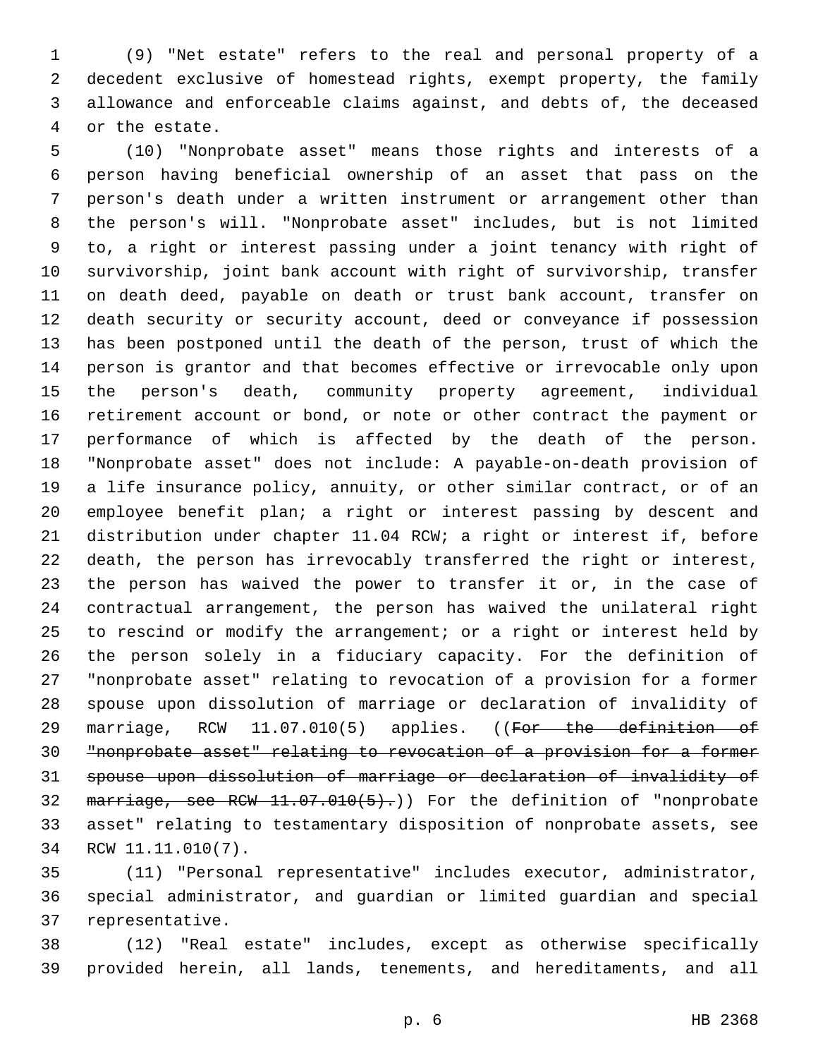(9) "Net estate" refers to the real and personal property of a decedent exclusive of homestead rights, exempt property, the family allowance and enforceable claims against, and debts of, the deceased or the estate.

(10) "Nonprobate asset" means those rights and interests of a person having beneficial ownership of an asset that pass on the person's death under a written instrument or arrangement other than the person's will. "Nonprobate asset" includes, but is not limited to, a right or interest passing under a joint tenancy with right of survivorship, joint bank account with right of survivorship, transfer on death deed, payable on death or trust bank account, transfer on death security or security account, deed or conveyance if possession has been postponed until the death of the person, trust of which the person is grantor and that becomes effective or irrevocable only upon the person's death, community property agreement, individual retirement account or bond, or note or other contract the payment or performance of which is affected by the death of the person. "Nonprobate asset" does not include: A payable-on-death provision of a life insurance policy, annuity, or other similar contract, or of an employee benefit plan; a right or interest passing by descent and distribution under chapter 11.04 RCW; a right or interest if, before death, the person has irrevocably transferred the right or interest, the person has waived the power to transfer it or, in the case of contractual arrangement, the person has waived the unilateral right to rescind or modify the arrangement; or a right or interest held by the person solely in a fiduciary capacity. For the definition of "nonprobate asset" relating to revocation of a provision for a former spouse upon dissolution of marriage or declaration of invalidity of marriage, RCW 11.07.010(5) applies. ((~~For the definition of "nonprobate asset" relating to revocation of a provision for a former spouse upon dissolution of marriage or declaration of invalidity of marriage, see RCW 11.07.010(5).~~)) For the definition of "nonprobate asset" relating to testamentary disposition of nonprobate assets, see RCW 11.11.010(7).

(11) "Personal representative" includes executor, administrator, special administrator, and guardian or limited guardian and special representative.

(12) "Real estate" includes, except as otherwise specifically provided herein, all lands, tenements, and hereditaments, and all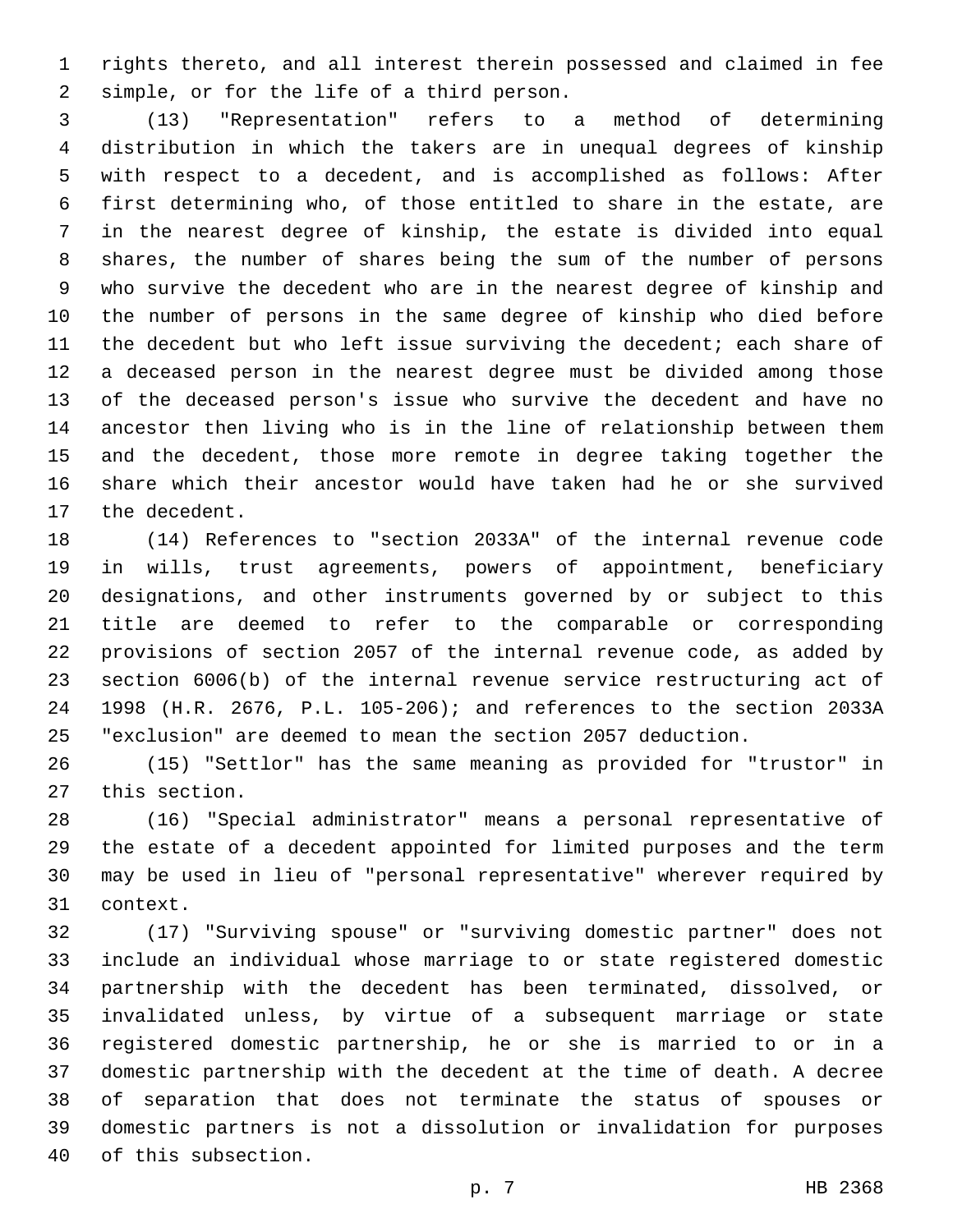rights thereto, and all interest therein possessed and claimed in fee simple, or for the life of a third person.

(13) "Representation" refers to a method of determining distribution in which the takers are in unequal degrees of kinship with respect to a decedent, and is accomplished as follows: After first determining who, of those entitled to share in the estate, are in the nearest degree of kinship, the estate is divided into equal shares, the number of shares being the sum of the number of persons who survive the decedent who are in the nearest degree of kinship and the number of persons in the same degree of kinship who died before the decedent but who left issue surviving the decedent; each share of a deceased person in the nearest degree must be divided among those of the deceased person's issue who survive the decedent and have no ancestor then living who is in the line of relationship between them and the decedent, those more remote in degree taking together the share which their ancestor would have taken had he or she survived the decedent.

(14) References to "section 2033A" of the internal revenue code in wills, trust agreements, powers of appointment, beneficiary designations, and other instruments governed by or subject to this title are deemed to refer to the comparable or corresponding provisions of section 2057 of the internal revenue code, as added by section 6006(b) of the internal revenue service restructuring act of 1998 (H.R. 2676, P.L. 105-206); and references to the section 2033A "exclusion" are deemed to mean the section 2057 deduction.

(15) "Settlor" has the same meaning as provided for "trustor" in this section.

(16) "Special administrator" means a personal representative of the estate of a decedent appointed for limited purposes and the term may be used in lieu of "personal representative" wherever required by context.

(17) "Surviving spouse" or "surviving domestic partner" does not include an individual whose marriage to or state registered domestic partnership with the decedent has been terminated, dissolved, or invalidated unless, by virtue of a subsequent marriage or state registered domestic partnership, he or she is married to or in a domestic partnership with the decedent at the time of death. A decree of separation that does not terminate the status of spouses or domestic partners is not a dissolution or invalidation for purposes of this subsection.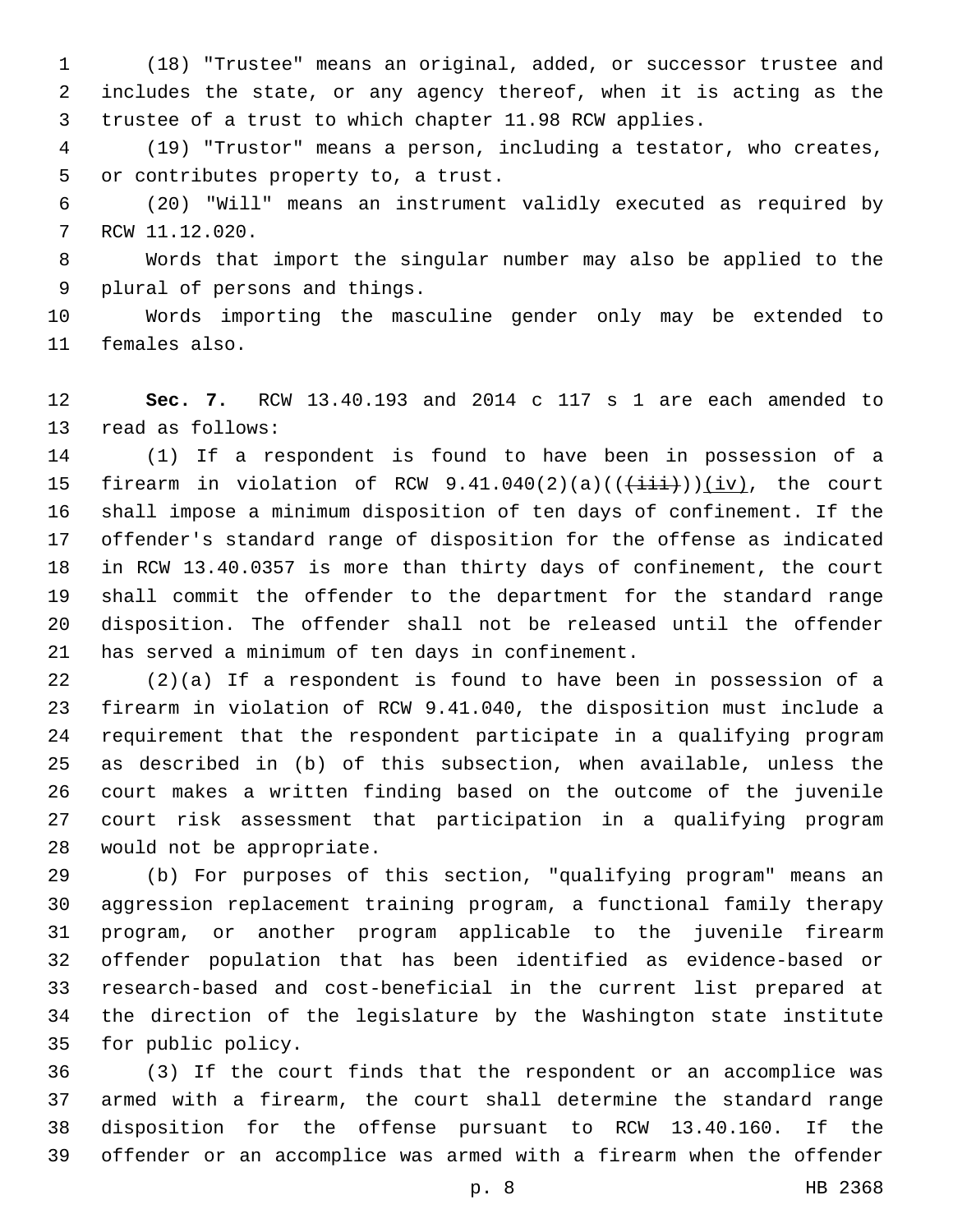(18) "Trustee" means an original, added, or successor trustee and includes the state, or any agency thereof, when it is acting as the trustee of a trust to which chapter 11.98 RCW applies.

(19) "Trustor" means a person, including a testator, who creates, or contributes property to, a trust.

(20) "Will" means an instrument validly executed as required by RCW 11.12.020.

Words that import the singular number may also be applied to the plural of persons and things.

Words importing the masculine gender only may be extended to females also.

**Sec. 7.** RCW 13.40.193 and 2014 c 117 s 1 are each amended to read as follows:

(1) If a respondent is found to have been in possession of a firearm in violation of RCW 9.41.040(2)(a)((~~(iii)~~))(iv), the court shall impose a minimum disposition of ten days of confinement. If the offender's standard range of disposition for the offense as indicated in RCW 13.40.0357 is more than thirty days of confinement, the court shall commit the offender to the department for the standard range disposition. The offender shall not be released until the offender has served a minimum of ten days in confinement.

(2)(a) If a respondent is found to have been in possession of a firearm in violation of RCW 9.41.040, the disposition must include a requirement that the respondent participate in a qualifying program as described in (b) of this subsection, when available, unless the court makes a written finding based on the outcome of the juvenile court risk assessment that participation in a qualifying program would not be appropriate.

(b) For purposes of this section, "qualifying program" means an aggression replacement training program, a functional family therapy program, or another program applicable to the juvenile firearm offender population that has been identified as evidence-based or research-based and cost-beneficial in the current list prepared at the direction of the legislature by the Washington state institute for public policy.

(3) If the court finds that the respondent or an accomplice was armed with a firearm, the court shall determine the standard range disposition for the offense pursuant to RCW 13.40.160. If the offender or an accomplice was armed with a firearm when the offender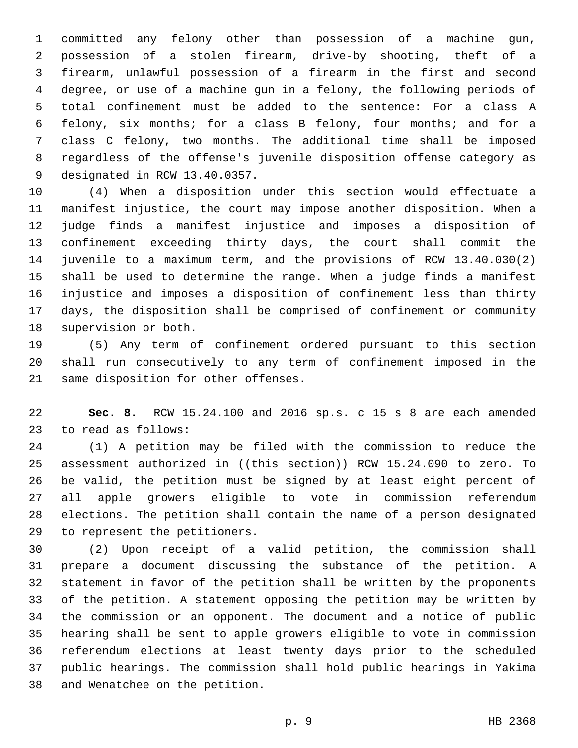committed any felony other than possession of a machine gun, possession of a stolen firearm, drive-by shooting, theft of a firearm, unlawful possession of a firearm in the first and second degree, or use of a machine gun in a felony, the following periods of total confinement must be added to the sentence: For a class A felony, six months; for a class B felony, four months; and for a class C felony, two months. The additional time shall be imposed regardless of the offense's juvenile disposition offense category as designated in RCW 13.40.0357.

(4) When a disposition under this section would effectuate a manifest injustice, the court may impose another disposition. When a judge finds a manifest injustice and imposes a disposition of confinement exceeding thirty days, the court shall commit the juvenile to a maximum term, and the provisions of RCW 13.40.030(2) shall be used to determine the range. When a judge finds a manifest injustice and imposes a disposition of confinement less than thirty days, the disposition shall be comprised of confinement or community supervision or both.

(5) Any term of confinement ordered pursuant to this section shall run consecutively to any term of confinement imposed in the same disposition for other offenses.

**Sec. 8.** RCW 15.24.100 and 2016 sp.s. c 15 s 8 are each amended to read as follows:

(1) A petition may be filed with the commission to reduce the assessment authorized in ((~~this section~~)) <u>RCW 15.24.090</u> to zero. To be valid, the petition must be signed by at least eight percent of all apple growers eligible to vote in commission referendum elections. The petition shall contain the name of a person designated to represent the petitioners.

(2) Upon receipt of a valid petition, the commission shall prepare a document discussing the substance of the petition. A statement in favor of the petition shall be written by the proponents of the petition. A statement opposing the petition may be written by the commission or an opponent. The document and a notice of public hearing shall be sent to apple growers eligible to vote in commission referendum elections at least twenty days prior to the scheduled public hearings. The commission shall hold public hearings in Yakima and Wenatchee on the petition.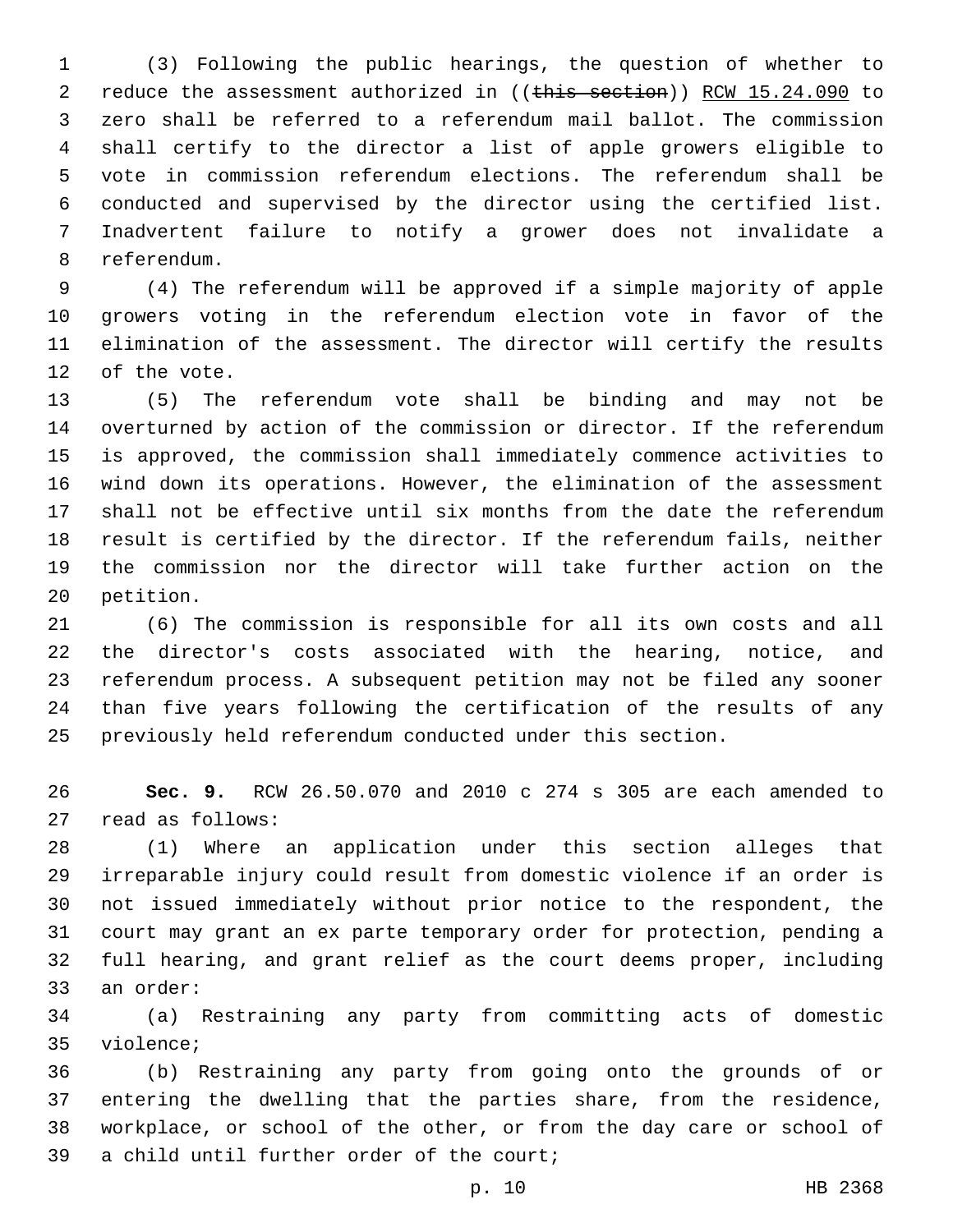(3) Following the public hearings, the question of whether to reduce the assessment authorized in ((~~this section~~)) <u>RCW 15.24.090</u> to zero shall be referred to a referendum mail ballot. The commission shall certify to the director a list of apple growers eligible to vote in commission referendum elections. The referendum shall be conducted and supervised by the director using the certified list. Inadvertent failure to notify a grower does not invalidate a referendum.

(4) The referendum will be approved if a simple majority of apple growers voting in the referendum election vote in favor of the elimination of the assessment. The director will certify the results of the vote.

(5) The referendum vote shall be binding and may not be overturned by action of the commission or director. If the referendum is approved, the commission shall immediately commence activities to wind down its operations. However, the elimination of the assessment shall not be effective until six months from the date the referendum result is certified by the director. If the referendum fails, neither the commission nor the director will take further action on the petition.

(6) The commission is responsible for all its own costs and all the director's costs associated with the hearing, notice, and referendum process. A subsequent petition may not be filed any sooner than five years following the certification of the results of any previously held referendum conducted under this section.

**Sec. 9.** RCW 26.50.070 and 2010 c 274 s 305 are each amended to read as follows:

(1) Where an application under this section alleges that irreparable injury could result from domestic violence if an order is not issued immediately without prior notice to the respondent, the court may grant an ex parte temporary order for protection, pending a full hearing, and grant relief as the court deems proper, including an order:

(a) Restraining any party from committing acts of domestic violence;

(b) Restraining any party from going onto the grounds of or entering the dwelling that the parties share, from the residence, workplace, or school of the other, or from the day care or school of a child until further order of the court;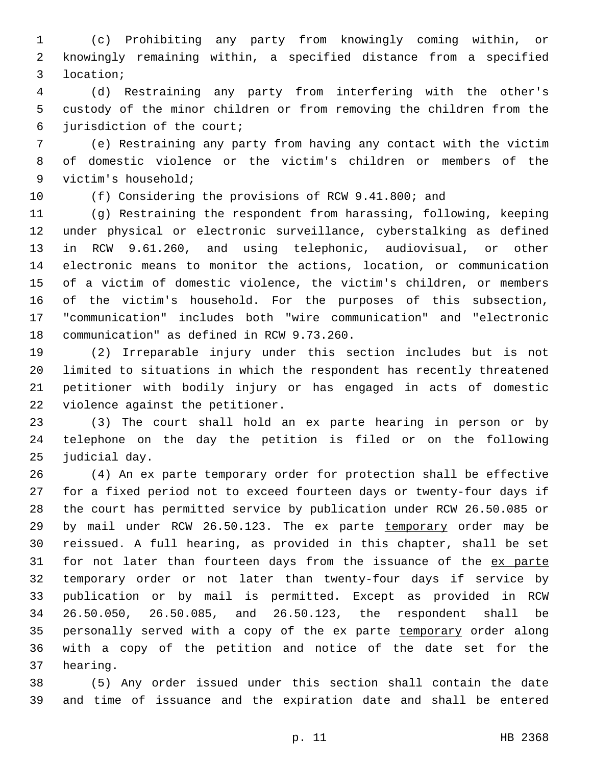(c) Prohibiting any party from knowingly coming within, or knowingly remaining within, a specified distance from a specified location;

(d) Restraining any party from interfering with the other's custody of the minor children or from removing the children from the jurisdiction of the court;

(e) Restraining any party from having any contact with the victim of domestic violence or the victim's children or members of the victim's household;

(f) Considering the provisions of RCW 9.41.800; and

(g) Restraining the respondent from harassing, following, keeping under physical or electronic surveillance, cyberstalking as defined in RCW 9.61.260, and using telephonic, audiovisual, or other electronic means to monitor the actions, location, or communication of a victim of domestic violence, the victim's children, or members of the victim's household. For the purposes of this subsection, "communication" includes both "wire communication" and "electronic communication" as defined in RCW 9.73.260.

(2) Irreparable injury under this section includes but is not limited to situations in which the respondent has recently threatened petitioner with bodily injury or has engaged in acts of domestic violence against the petitioner.

(3) The court shall hold an ex parte hearing in person or by telephone on the day the petition is filed or on the following judicial day.

(4) An ex parte temporary order for protection shall be effective for a fixed period not to exceed fourteen days or twenty-four days if the court has permitted service by publication under RCW 26.50.085 or by mail under RCW 26.50.123. The ex parte temporary order may be reissued. A full hearing, as provided in this chapter, shall be set for not later than fourteen days from the issuance of the ex parte temporary order or not later than twenty-four days if service by publication or by mail is permitted. Except as provided in RCW 26.50.050, 26.50.085, and 26.50.123, the respondent shall be personally served with a copy of the ex parte temporary order along with a copy of the petition and notice of the date set for the hearing.

(5) Any order issued under this section shall contain the date and time of issuance and the expiration date and shall be entered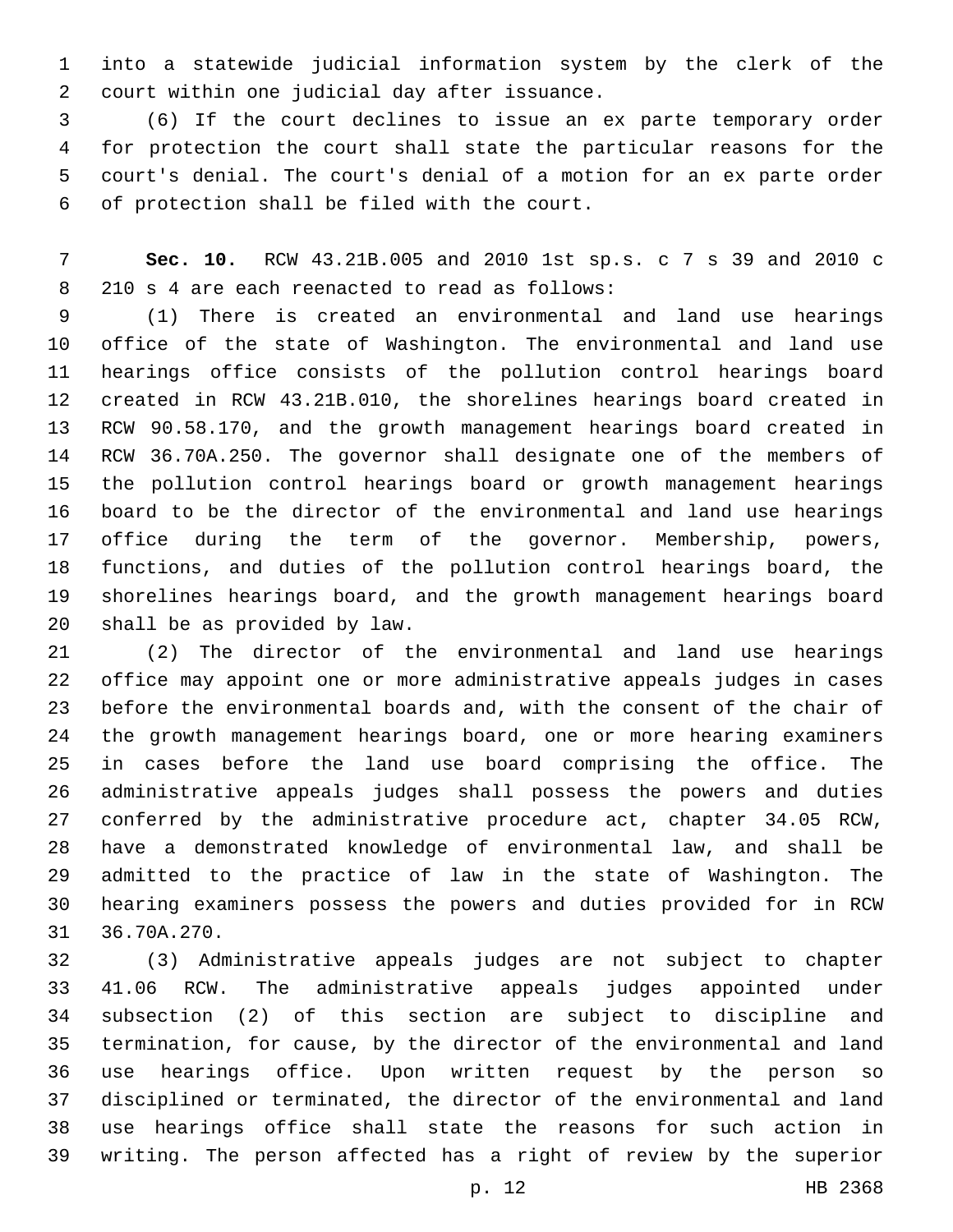into a statewide judicial information system by the clerk of the court within one judicial day after issuance.

(6) If the court declines to issue an ex parte temporary order for protection the court shall state the particular reasons for the court's denial. The court's denial of a motion for an ex parte order of protection shall be filed with the court.

**Sec. 10.** RCW 43.21B.005 and 2010 1st sp.s. c 7 s 39 and 2010 c 210 s 4 are each reenacted to read as follows:

(1) There is created an environmental and land use hearings office of the state of Washington. The environmental and land use hearings office consists of the pollution control hearings board created in RCW 43.21B.010, the shorelines hearings board created in RCW 90.58.170, and the growth management hearings board created in RCW 36.70A.250. The governor shall designate one of the members of the pollution control hearings board or growth management hearings board to be the director of the environmental and land use hearings office during the term of the governor. Membership, powers, functions, and duties of the pollution control hearings board, the shorelines hearings board, and the growth management hearings board shall be as provided by law.

(2) The director of the environmental and land use hearings office may appoint one or more administrative appeals judges in cases before the environmental boards and, with the consent of the chair of the growth management hearings board, one or more hearing examiners in cases before the land use board comprising the office. The administrative appeals judges shall possess the powers and duties conferred by the administrative procedure act, chapter 34.05 RCW, have a demonstrated knowledge of environmental law, and shall be admitted to the practice of law in the state of Washington. The hearing examiners possess the powers and duties provided for in RCW 36.70A.270.

(3) Administrative appeals judges are not subject to chapter 41.06 RCW. The administrative appeals judges appointed under subsection (2) of this section are subject to discipline and termination, for cause, by the director of the environmental and land use hearings office. Upon written request by the person so disciplined or terminated, the director of the environmental and land use hearings office shall state the reasons for such action in writing. The person affected has a right of review by the superior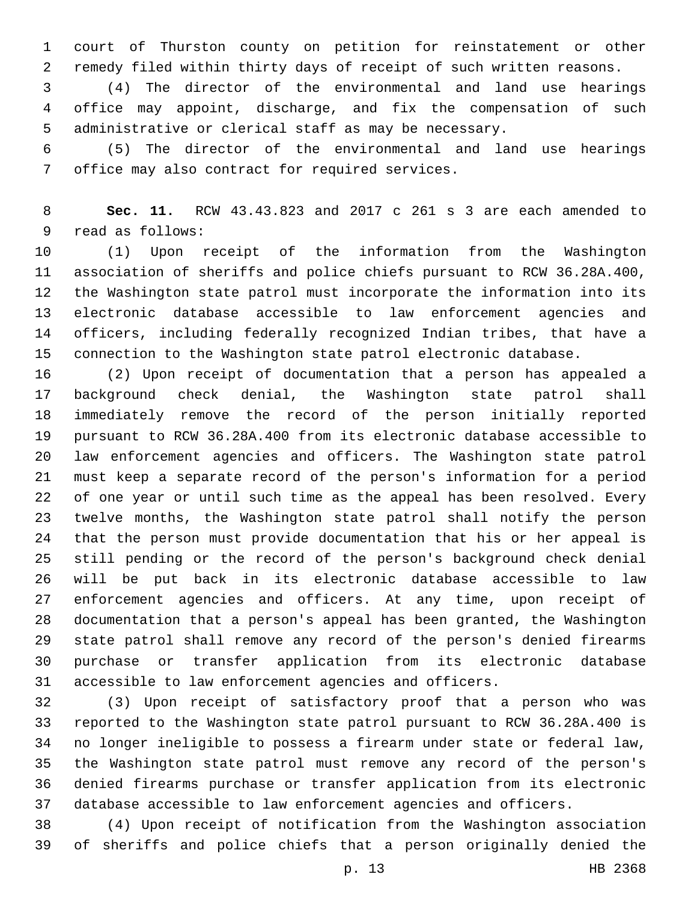court of Thurston county on petition for reinstatement or other remedy filed within thirty days of receipt of such written reasons.

(4) The director of the environmental and land use hearings office may appoint, discharge, and fix the compensation of such administrative or clerical staff as may be necessary.

(5) The director of the environmental and land use hearings office may also contract for required services.

**Sec. 11.** RCW 43.43.823 and 2017 c 261 s 3 are each amended to read as follows:

(1) Upon receipt of the information from the Washington association of sheriffs and police chiefs pursuant to RCW 36.28A.400, the Washington state patrol must incorporate the information into its electronic database accessible to law enforcement agencies and officers, including federally recognized Indian tribes, that have a connection to the Washington state patrol electronic database.

(2) Upon receipt of documentation that a person has appealed a background check denial, the Washington state patrol shall immediately remove the record of the person initially reported pursuant to RCW 36.28A.400 from its electronic database accessible to law enforcement agencies and officers. The Washington state patrol must keep a separate record of the person's information for a period of one year or until such time as the appeal has been resolved. Every twelve months, the Washington state patrol shall notify the person that the person must provide documentation that his or her appeal is still pending or the record of the person's background check denial will be put back in its electronic database accessible to law enforcement agencies and officers. At any time, upon receipt of documentation that a person's appeal has been granted, the Washington state patrol shall remove any record of the person's denied firearms purchase or transfer application from its electronic database accessible to law enforcement agencies and officers.

(3) Upon receipt of satisfactory proof that a person who was reported to the Washington state patrol pursuant to RCW 36.28A.400 is no longer ineligible to possess a firearm under state or federal law, the Washington state patrol must remove any record of the person's denied firearms purchase or transfer application from its electronic database accessible to law enforcement agencies and officers.

(4) Upon receipt of notification from the Washington association of sheriffs and police chiefs that a person originally denied the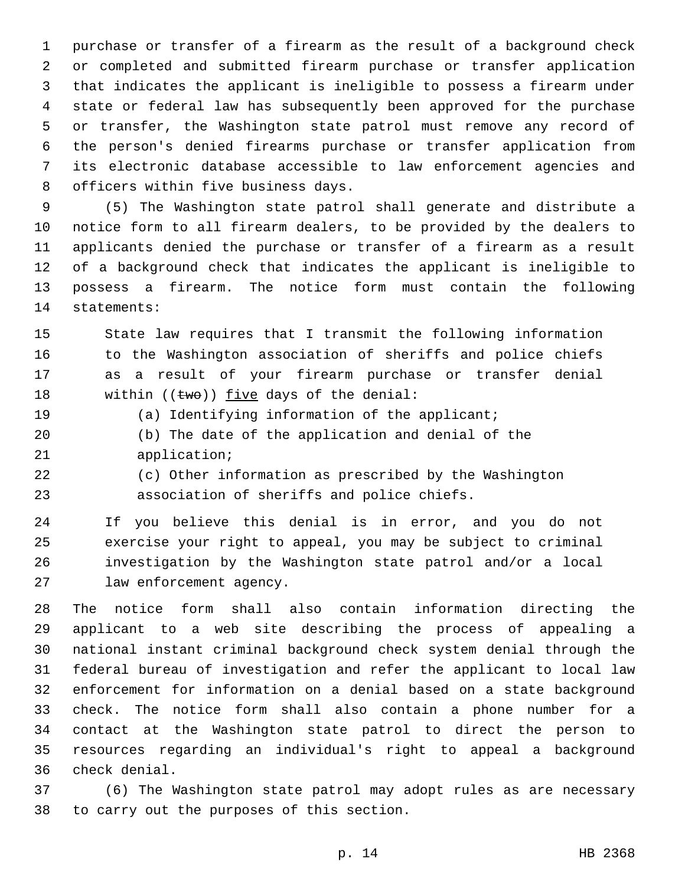purchase or transfer of a firearm as the result of a background check or completed and submitted firearm purchase or transfer application that indicates the applicant is ineligible to possess a firearm under state or federal law has subsequently been approved for the purchase or transfer, the Washington state patrol must remove any record of the person's denied firearms purchase or transfer application from its electronic database accessible to law enforcement agencies and officers within five business days.

(5) The Washington state patrol shall generate and distribute a notice form to all firearm dealers, to be provided by the dealers to applicants denied the purchase or transfer of a firearm as a result of a background check that indicates the applicant is ineligible to possess a firearm. The notice form must contain the following statements:

> State law requires that I transmit the following information to the Washington association of sheriffs and police chiefs as a result of your firearm purchase or transfer denial within ((~~two~~)) <u>five</u> days of the denial:
>
> (a) Identifying information of the applicant;
>
> (b) The date of the application and denial of the application;
>
> (c) Other information as prescribed by the Washington association of sheriffs and police chiefs.
>
> If you believe this denial is in error, and you do not exercise your right to appeal, you may be subject to criminal investigation by the Washington state patrol and/or a local law enforcement agency.

The notice form shall also contain information directing the applicant to a web site describing the process of appealing a national instant criminal background check system denial through the federal bureau of investigation and refer the applicant to local law enforcement for information on a denial based on a state background check. The notice form shall also contain a phone number for a contact at the Washington state patrol to direct the person to resources regarding an individual's right to appeal a background check denial.

(6) The Washington state patrol may adopt rules as are necessary to carry out the purposes of this section.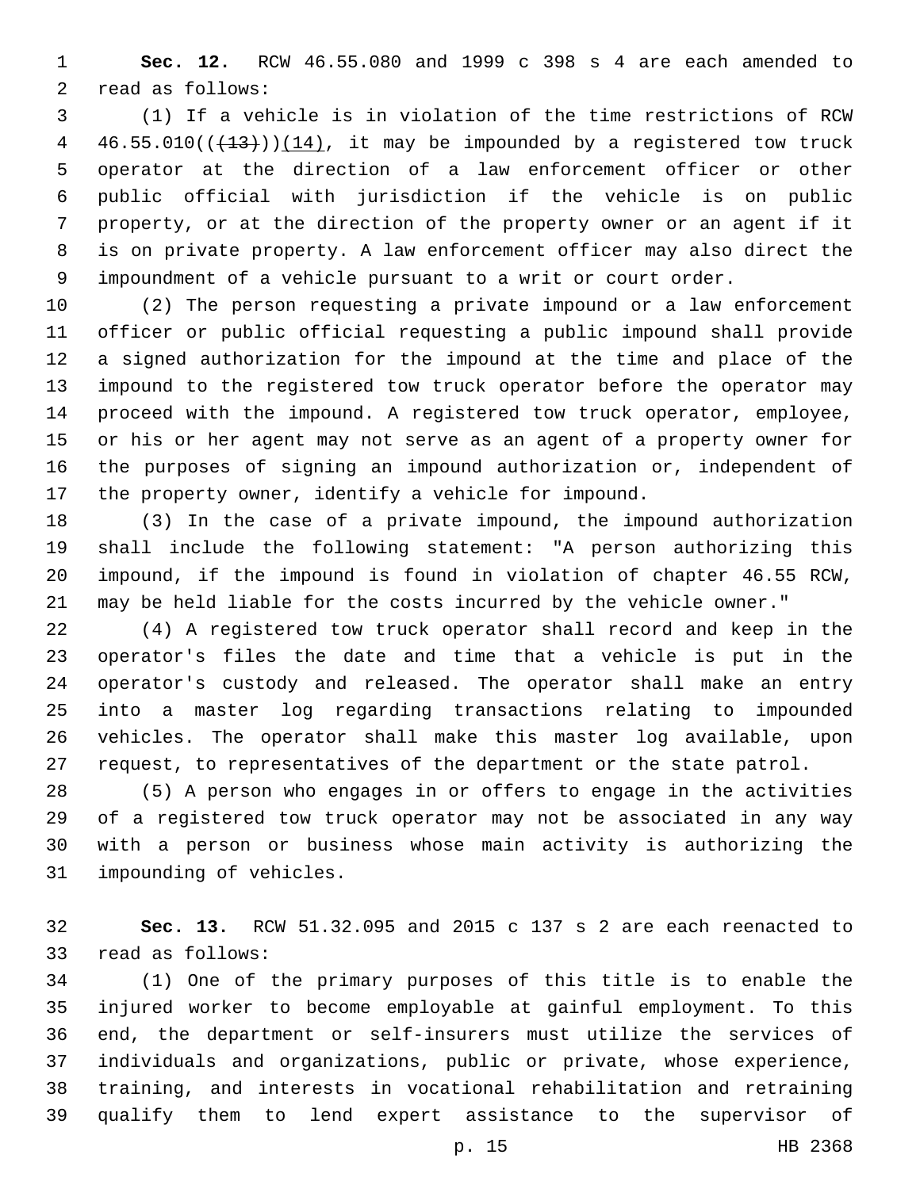**Sec. 12.** RCW 46.55.080 and 1999 c 398 s 4 are each amended to read as follows:

(1) If a vehicle is in violation of the time restrictions of RCW 46.55.010((~~(13)~~))(14), it may be impounded by a registered tow truck operator at the direction of a law enforcement officer or other public official with jurisdiction if the vehicle is on public property, or at the direction of the property owner or an agent if it is on private property. A law enforcement officer may also direct the impoundment of a vehicle pursuant to a writ or court order.

(2) The person requesting a private impound or a law enforcement officer or public official requesting a public impound shall provide a signed authorization for the impound at the time and place of the impound to the registered tow truck operator before the operator may proceed with the impound. A registered tow truck operator, employee, or his or her agent may not serve as an agent of a property owner for the purposes of signing an impound authorization or, independent of the property owner, identify a vehicle for impound.

(3) In the case of a private impound, the impound authorization shall include the following statement: "A person authorizing this impound, if the impound is found in violation of chapter 46.55 RCW, may be held liable for the costs incurred by the vehicle owner."

(4) A registered tow truck operator shall record and keep in the operator's files the date and time that a vehicle is put in the operator's custody and released. The operator shall make an entry into a master log regarding transactions relating to impounded vehicles. The operator shall make this master log available, upon request, to representatives of the department or the state patrol.

(5) A person who engages in or offers to engage in the activities of a registered tow truck operator may not be associated in any way with a person or business whose main activity is authorizing the impounding of vehicles.

**Sec. 13.** RCW 51.32.095 and 2015 c 137 s 2 are each reenacted to read as follows:

(1) One of the primary purposes of this title is to enable the injured worker to become employable at gainful employment. To this end, the department or self-insurers must utilize the services of individuals and organizations, public or private, whose experience, training, and interests in vocational rehabilitation and retraining qualify them to lend expert assistance to the supervisor of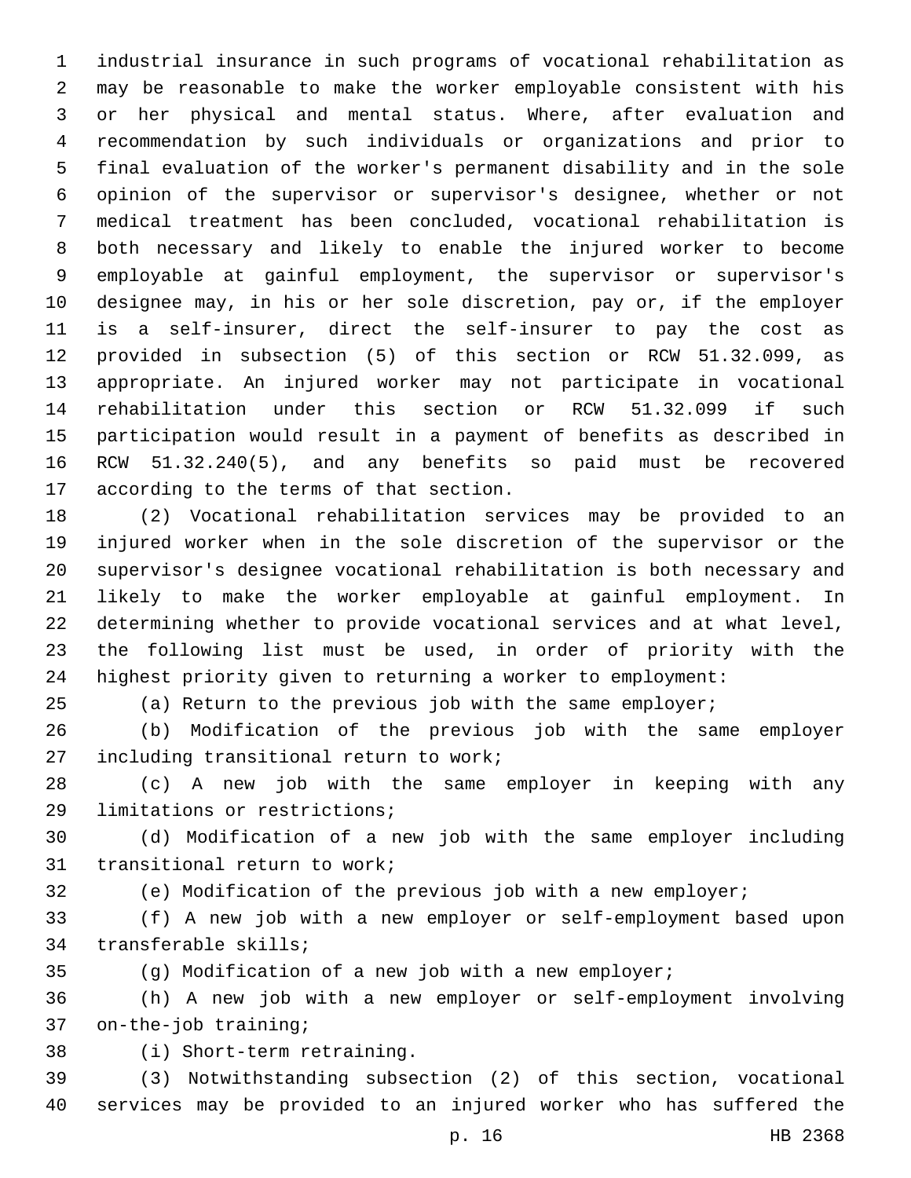industrial insurance in such programs of vocational rehabilitation as may be reasonable to make the worker employable consistent with his or her physical and mental status. Where, after evaluation and recommendation by such individuals or organizations and prior to final evaluation of the worker's permanent disability and in the sole opinion of the supervisor or supervisor's designee, whether or not medical treatment has been concluded, vocational rehabilitation is both necessary and likely to enable the injured worker to become employable at gainful employment, the supervisor or supervisor's designee may, in his or her sole discretion, pay or, if the employer is a self-insurer, direct the self-insurer to pay the cost as provided in subsection (5) of this section or RCW 51.32.099, as appropriate. An injured worker may not participate in vocational rehabilitation under this section or RCW 51.32.099 if such participation would result in a payment of benefits as described in RCW 51.32.240(5), and any benefits so paid must be recovered according to the terms of that section.

(2) Vocational rehabilitation services may be provided to an injured worker when in the sole discretion of the supervisor or the supervisor's designee vocational rehabilitation is both necessary and likely to make the worker employable at gainful employment. In determining whether to provide vocational services and at what level, the following list must be used, in order of priority with the highest priority given to returning a worker to employment:

(a) Return to the previous job with the same employer;

(b) Modification of the previous job with the same employer including transitional return to work;

(c) A new job with the same employer in keeping with any limitations or restrictions;

(d) Modification of a new job with the same employer including transitional return to work;

(e) Modification of the previous job with a new employer;

(f) A new job with a new employer or self-employment based upon transferable skills;

(g) Modification of a new job with a new employer;

(h) A new job with a new employer or self-employment involving on-the-job training;

(i) Short-term retraining.

(3) Notwithstanding subsection (2) of this section, vocational services may be provided to an injured worker who has suffered the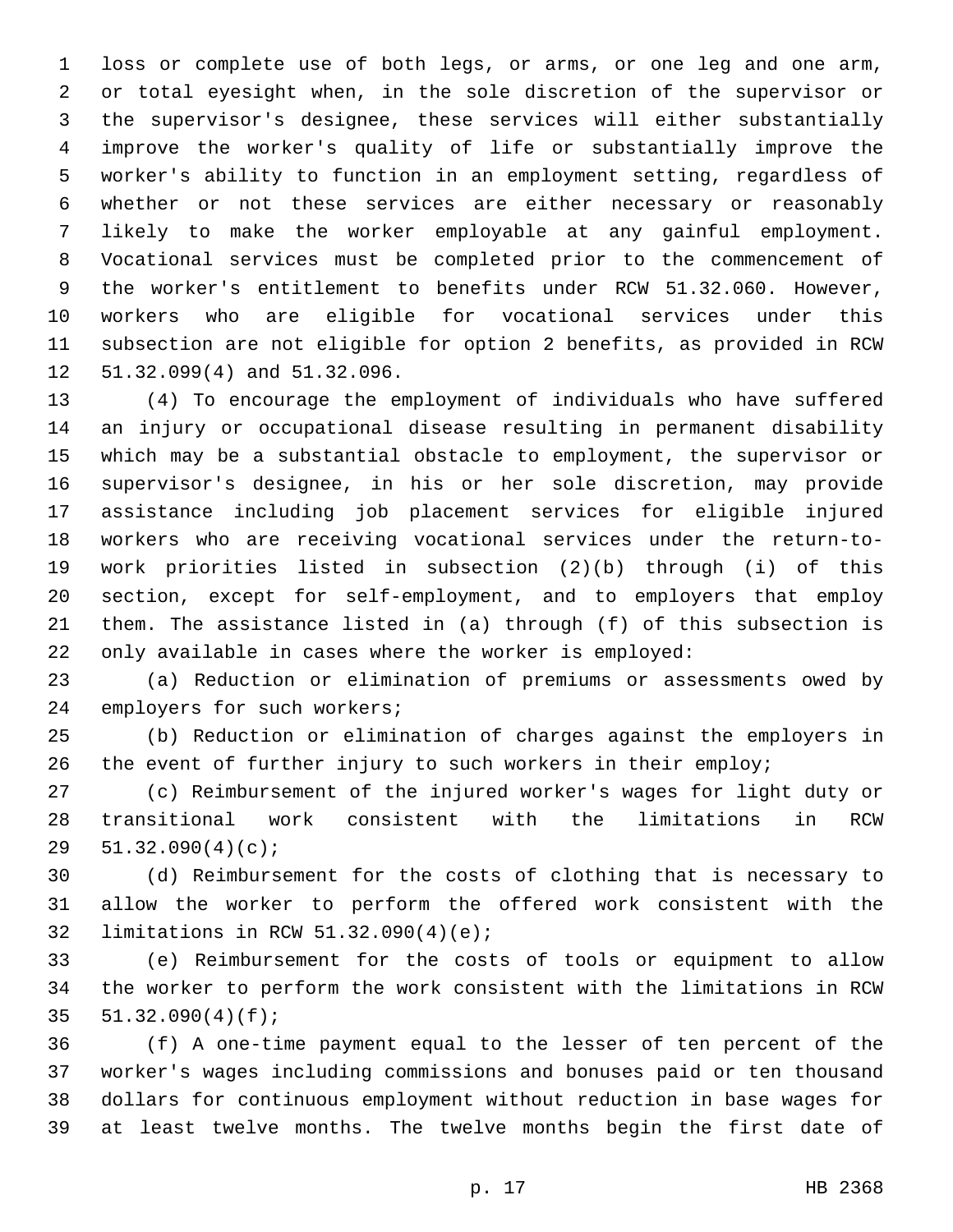loss or complete use of both legs, or arms, or one leg and one arm, or total eyesight when, in the sole discretion of the supervisor or the supervisor's designee, these services will either substantially improve the worker's quality of life or substantially improve the worker's ability to function in an employment setting, regardless of whether or not these services are either necessary or reasonably likely to make the worker employable at any gainful employment. Vocational services must be completed prior to the commencement of the worker's entitlement to benefits under RCW 51.32.060. However, workers who are eligible for vocational services under this subsection are not eligible for option 2 benefits, as provided in RCW 51.32.099(4) and 51.32.096.

(4) To encourage the employment of individuals who have suffered an injury or occupational disease resulting in permanent disability which may be a substantial obstacle to employment, the supervisor or supervisor's designee, in his or her sole discretion, may provide assistance including job placement services for eligible injured workers who are receiving vocational services under the return-to-work priorities listed in subsection (2)(b) through (i) of this section, except for self-employment, and to employers that employ them. The assistance listed in (a) through (f) of this subsection is only available in cases where the worker is employed:

(a) Reduction or elimination of premiums or assessments owed by employers for such workers;

(b) Reduction or elimination of charges against the employers in the event of further injury to such workers in their employ;

(c) Reimbursement of the injured worker's wages for light duty or transitional work consistent with the limitations in RCW 51.32.090(4)(c);

(d) Reimbursement for the costs of clothing that is necessary to allow the worker to perform the offered work consistent with the limitations in RCW 51.32.090(4)(e);

(e) Reimbursement for the costs of tools or equipment to allow the worker to perform the work consistent with the limitations in RCW 51.32.090(4)(f);

(f) A one-time payment equal to the lesser of ten percent of the worker's wages including commissions and bonuses paid or ten thousand dollars for continuous employment without reduction in base wages for at least twelve months. The twelve months begin the first date of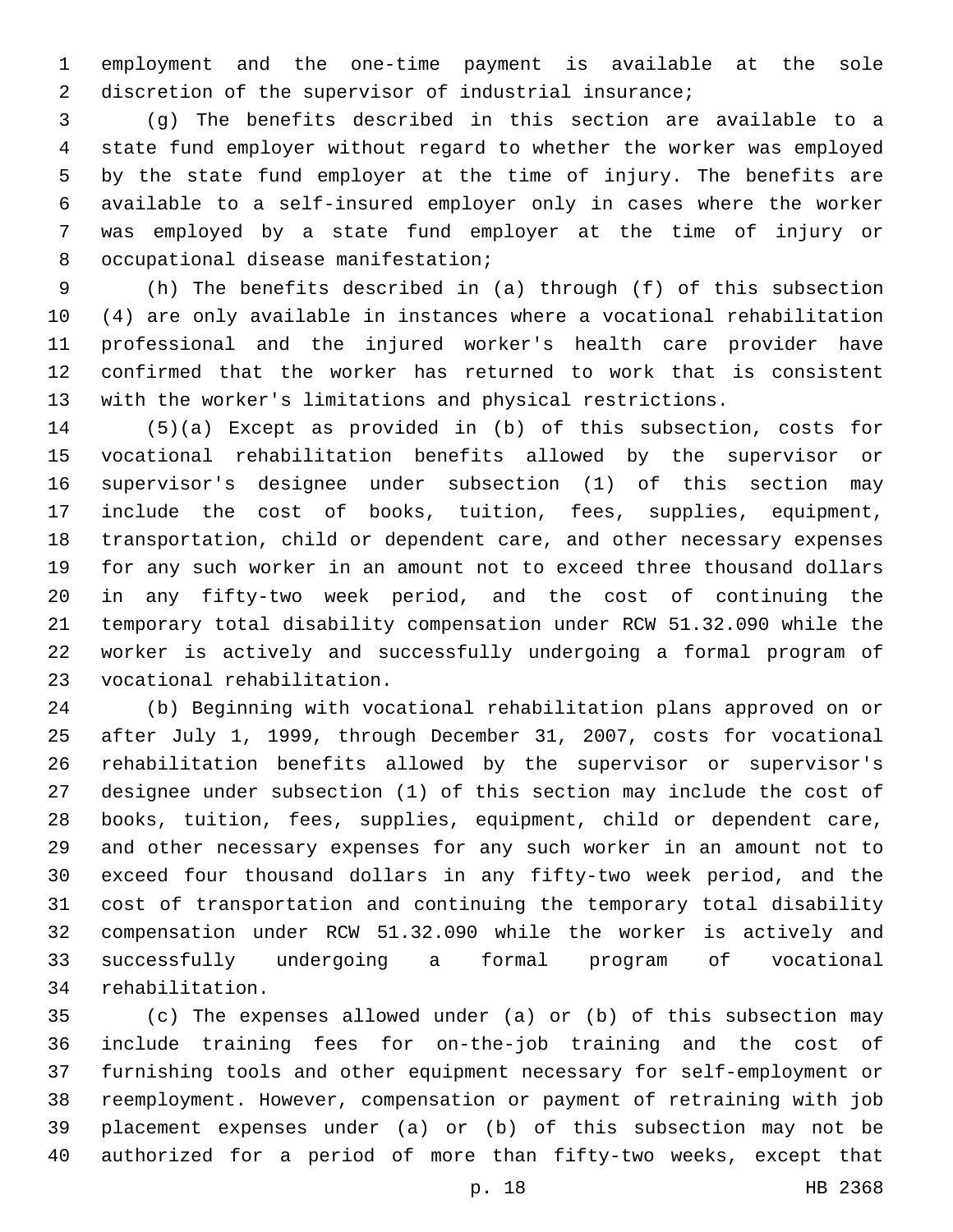employment and the one-time payment is available at the sole discretion of the supervisor of industrial insurance;

(g) The benefits described in this section are available to a state fund employer without regard to whether the worker was employed by the state fund employer at the time of injury. The benefits are available to a self-insured employer only in cases where the worker was employed by a state fund employer at the time of injury or occupational disease manifestation;

(h) The benefits described in (a) through (f) of this subsection (4) are only available in instances where a vocational rehabilitation professional and the injured worker's health care provider have confirmed that the worker has returned to work that is consistent with the worker's limitations and physical restrictions.

(5)(a) Except as provided in (b) of this subsection, costs for vocational rehabilitation benefits allowed by the supervisor or supervisor's designee under subsection (1) of this section may include the cost of books, tuition, fees, supplies, equipment, transportation, child or dependent care, and other necessary expenses for any such worker in an amount not to exceed three thousand dollars in any fifty-two week period, and the cost of continuing the temporary total disability compensation under RCW 51.32.090 while the worker is actively and successfully undergoing a formal program of vocational rehabilitation.

(b) Beginning with vocational rehabilitation plans approved on or after July 1, 1999, through December 31, 2007, costs for vocational rehabilitation benefits allowed by the supervisor or supervisor's designee under subsection (1) of this section may include the cost of books, tuition, fees, supplies, equipment, child or dependent care, and other necessary expenses for any such worker in an amount not to exceed four thousand dollars in any fifty-two week period, and the cost of transportation and continuing the temporary total disability compensation under RCW 51.32.090 while the worker is actively and successfully undergoing a formal program of vocational rehabilitation.

(c) The expenses allowed under (a) or (b) of this subsection may include training fees for on-the-job training and the cost of furnishing tools and other equipment necessary for self-employment or reemployment. However, compensation or payment of retraining with job placement expenses under (a) or (b) of this subsection may not be authorized for a period of more than fifty-two weeks, except that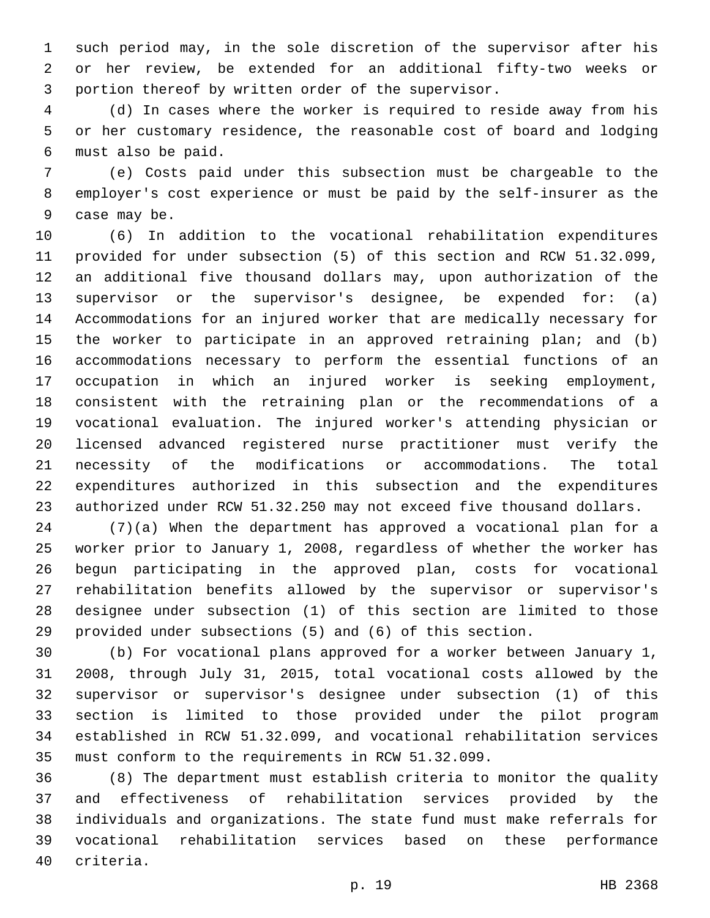such period may, in the sole discretion of the supervisor after his or her review, be extended for an additional fifty-two weeks or portion thereof by written order of the supervisor.

(d) In cases where the worker is required to reside away from his or her customary residence, the reasonable cost of board and lodging must also be paid.

(e) Costs paid under this subsection must be chargeable to the employer's cost experience or must be paid by the self-insurer as the case may be.

(6) In addition to the vocational rehabilitation expenditures provided for under subsection (5) of this section and RCW 51.32.099, an additional five thousand dollars may, upon authorization of the supervisor or the supervisor's designee, be expended for: (a) Accommodations for an injured worker that are medically necessary for the worker to participate in an approved retraining plan; and (b) accommodations necessary to perform the essential functions of an occupation in which an injured worker is seeking employment, consistent with the retraining plan or the recommendations of a vocational evaluation. The injured worker's attending physician or licensed advanced registered nurse practitioner must verify the necessity of the modifications or accommodations. The total expenditures authorized in this subsection and the expenditures authorized under RCW 51.32.250 may not exceed five thousand dollars.

(7)(a) When the department has approved a vocational plan for a worker prior to January 1, 2008, regardless of whether the worker has begun participating in the approved plan, costs for vocational rehabilitation benefits allowed by the supervisor or supervisor's designee under subsection (1) of this section are limited to those provided under subsections (5) and (6) of this section.

(b) For vocational plans approved for a worker between January 1, 2008, through July 31, 2015, total vocational costs allowed by the supervisor or supervisor's designee under subsection (1) of this section is limited to those provided under the pilot program established in RCW 51.32.099, and vocational rehabilitation services must conform to the requirements in RCW 51.32.099.

(8) The department must establish criteria to monitor the quality and effectiveness of rehabilitation services provided by the individuals and organizations. The state fund must make referrals for vocational rehabilitation services based on these performance criteria.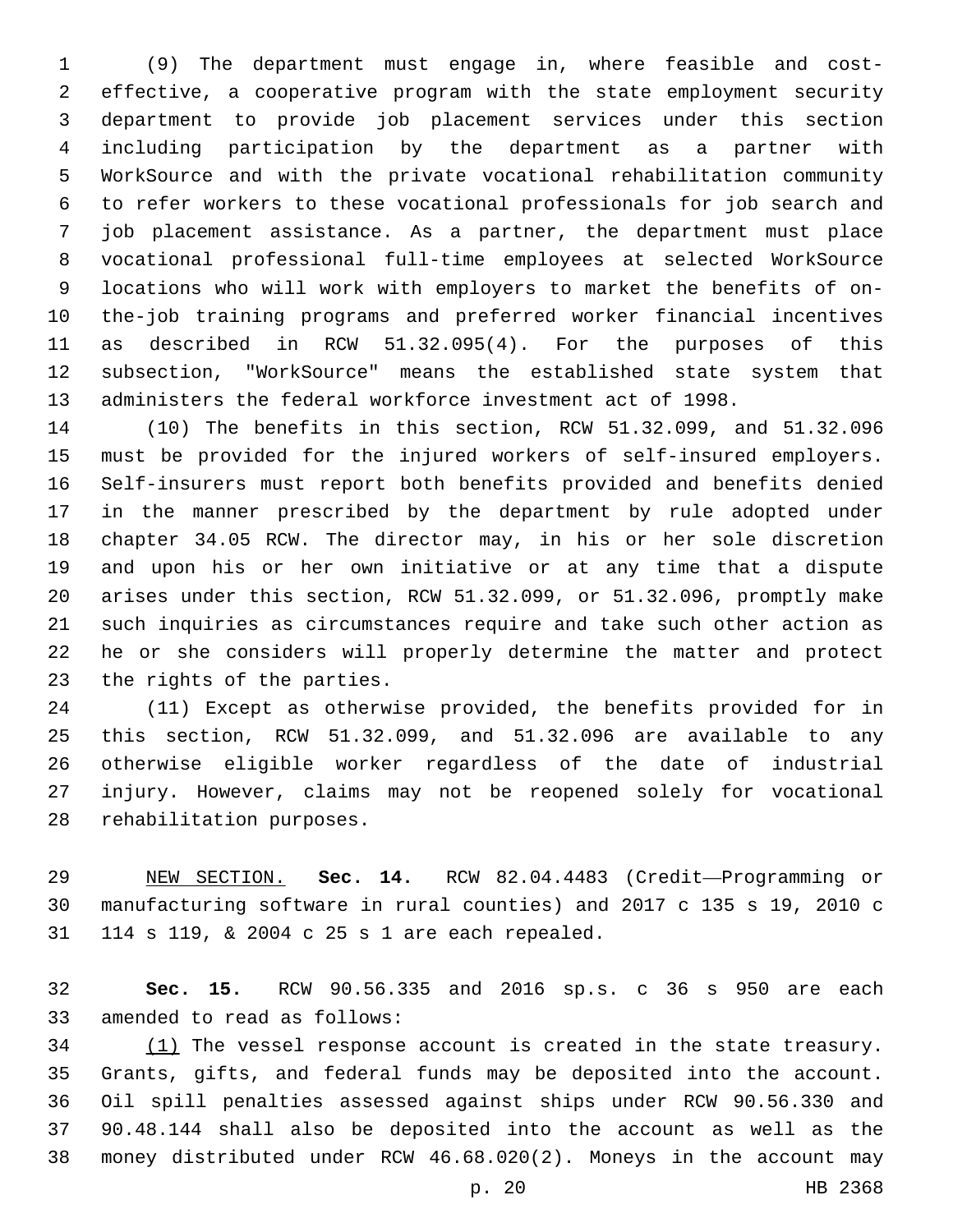(9) The department must engage in, where feasible and cost-effective, a cooperative program with the state employment security department to provide job placement services under this section including participation by the department as a partner with WorkSource and with the private vocational rehabilitation community to refer workers to these vocational professionals for job search and job placement assistance. As a partner, the department must place vocational professional full-time employees at selected WorkSource locations who will work with employers to market the benefits of on-the-job training programs and preferred worker financial incentives as described in RCW 51.32.095(4). For the purposes of this subsection, "WorkSource" means the established state system that administers the federal workforce investment act of 1998.

(10) The benefits in this section, RCW 51.32.099, and 51.32.096 must be provided for the injured workers of self-insured employers. Self-insurers must report both benefits provided and benefits denied in the manner prescribed by the department by rule adopted under chapter 34.05 RCW. The director may, in his or her sole discretion and upon his or her own initiative or at any time that a dispute arises under this section, RCW 51.32.099, or 51.32.096, promptly make such inquiries as circumstances require and take such other action as he or she considers will properly determine the matter and protect the rights of the parties.

(11) Except as otherwise provided, the benefits provided for in this section, RCW 51.32.099, and 51.32.096 are available to any otherwise eligible worker regardless of the date of industrial injury. However, claims may not be reopened solely for vocational rehabilitation purposes.

NEW SECTION. **Sec. 14.** RCW 82.04.4483 (Credit—Programming or manufacturing software in rural counties) and 2017 c 135 s 19, 2010 c 114 s 119, & 2004 c 25 s 1 are each repealed.

**Sec. 15.** RCW 90.56.335 and 2016 sp.s. c 36 s 950 are each amended to read as follows:

(1) The vessel response account is created in the state treasury. Grants, gifts, and federal funds may be deposited into the account. Oil spill penalties assessed against ships under RCW 90.56.330 and 90.48.144 shall also be deposited into the account as well as the money distributed under RCW 46.68.020(2). Moneys in the account may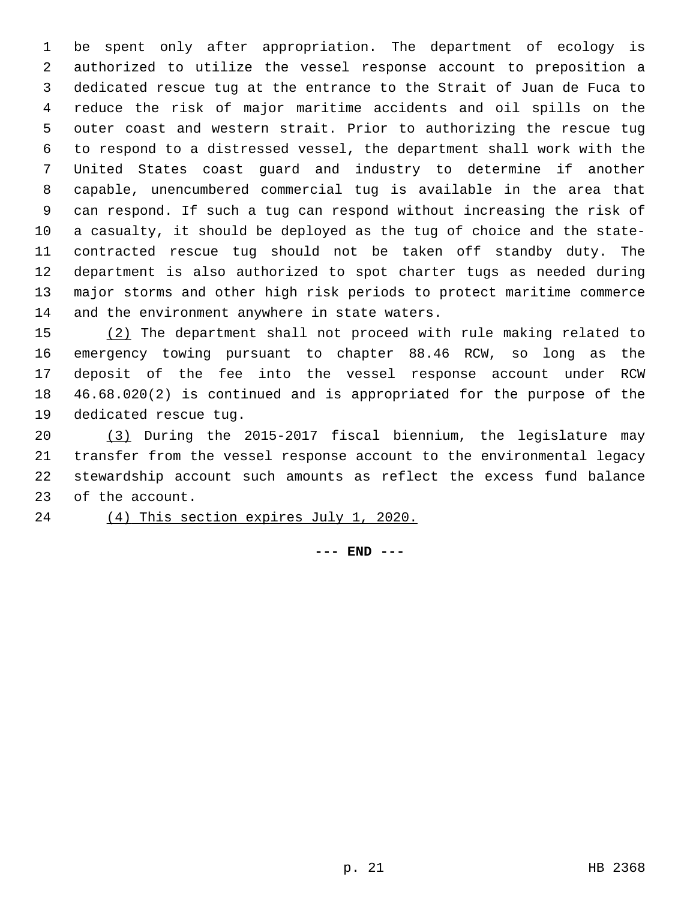be spent only after appropriation. The department of ecology is authorized to utilize the vessel response account to preposition a dedicated rescue tug at the entrance to the Strait of Juan de Fuca to reduce the risk of major maritime accidents and oil spills on the outer coast and western strait. Prior to authorizing the rescue tug to respond to a distressed vessel, the department shall work with the United States coast guard and industry to determine if another capable, unencumbered commercial tug is available in the area that can respond. If such a tug can respond without increasing the risk of a casualty, it should be deployed as the tug of choice and the state-contracted rescue tug should not be taken off standby duty. The department is also authorized to spot charter tugs as needed during major storms and other high risk periods to protect maritime commerce and the environment anywhere in state waters.

(2) The department shall not proceed with rule making related to emergency towing pursuant to chapter 88.46 RCW, so long as the deposit of the fee into the vessel response account under RCW 46.68.020(2) is continued and is appropriated for the purpose of the dedicated rescue tug.

(3) During the 2015-2017 fiscal biennium, the legislature may transfer from the vessel response account to the environmental legacy stewardship account such amounts as reflect the excess fund balance of the account.

(4) This section expires July 1, 2020.

**--- END ---**